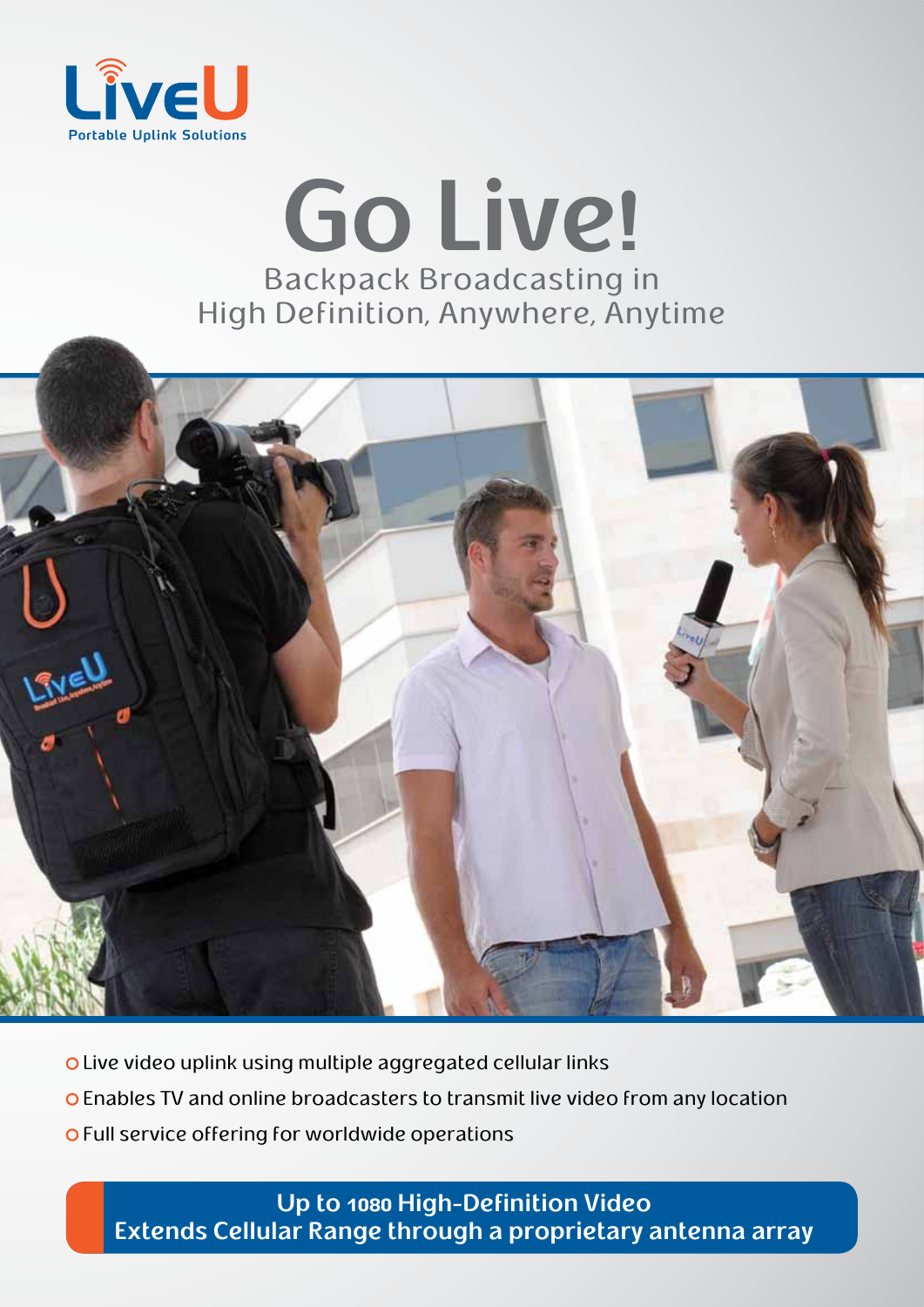LiveU

Portable Uplink Solutions

# Go Live!

Backpack Broadcasting in High Definition, Anywhere, Anytime

- Live video uplink using multiple aggregated cellular links
- Enables TV and online broadcasters to transmit live video from any location
- Full service offering for worldwide operations

**Up to 1080 High-Definition Video**
**Extends Cellular Range through a proprietary antenna array**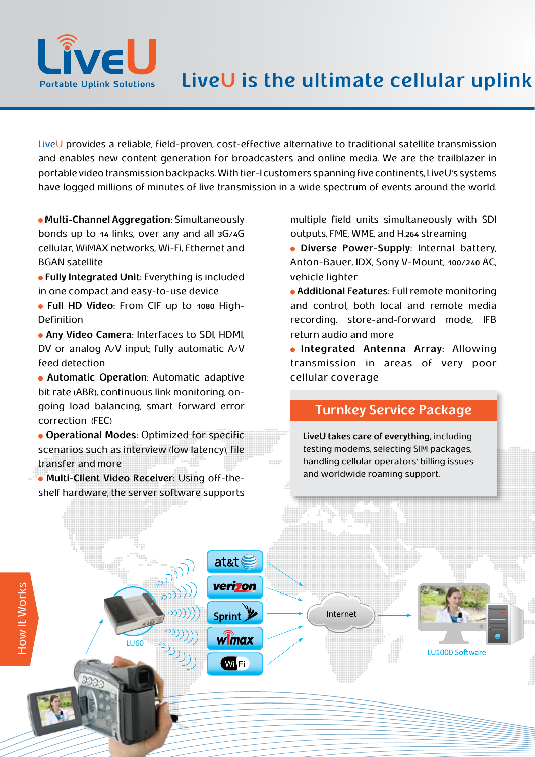LiveU

Portable Uplink Solutions

# LiveU is the ultimate cellular uplink

LiveU provides a reliable, field-proven, cost-effective alternative to traditional satellite transmission and enables new content generation for broadcasters and online media. We are the trailblazer in portable video transmission backpacks. With tier-I customers spanning five continents, LiveU's systems have logged millions of minutes of live transmission in a wide spectrum of events around the world.

- **Multi-Channel Aggregation**: Simultaneously bonds up to 14 links, over any and all 3G/4G cellular, WiMAX networks, Wi-Fi, Ethernet and BGAN satellite
- **Fully Integrated Unit**: Everything is included in one compact and easy-to-use device
- **Full HD Video**: From CIF up to 1080 High-Definition
- **Any Video Camera**: Interfaces to SDI, HDMI, DV or analog A/V input; fully automatic A/V feed detection
- **Automatic Operation**: Automatic adaptive bit rate (ABR), continuous link monitoring, on-going load balancing, smart forward error correction (FEC)
- **Operational Modes**: Optimized for specific scenarios such as interview (low latency), file transfer and more
- **Multi-Client Video Receiver**: Using off-the-shelf hardware, the server software supports multiple field units simultaneously with SDI outputs, FME, WME, and H.264 streaming
- **Diverse Power-Supply**: Internal battery, Anton-Bauer, IDX, Sony V-Mount, 100/240 AC, vehicle lighter
- **Additional Features**: Full remote monitoring and control, both local and remote media recording, store-and-forward mode, IFB return audio and more
- **Integrated Antenna Array**: Allowing transmission in areas of very poor cellular coverage

## Turnkey Service Package

**LiveU takes care of everything**, including testing modems, selecting SIM packages, handling cellular operators' billing issues and worldwide roaming support.

## How It Works

LU60 → at&t, verizon, Sprint, wimax, WiFi → Internet → LU1000 Software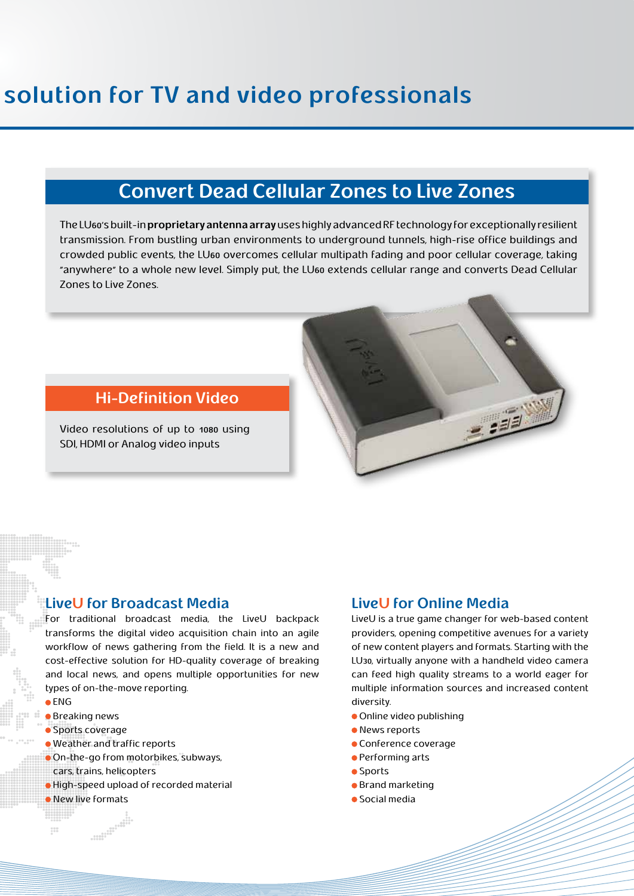# solution for TV and video professionals

## Convert Dead Cellular Zones to Live Zones

The LU60's built-in **proprietary antenna array** uses highly advanced RF technology for exceptionally resilient transmission. From bustling urban environments to underground tunnels, high-rise office buildings and crowded public events, the LU60 overcomes cellular multipath fading and poor cellular coverage, taking "anywhere" to a whole new level. Simply put, the LU60 extends cellular range and converts Dead Cellular Zones to Live Zones.

## Hi-Definition Video

Video resolutions of up to 1080 using SDI, HDMI or Analog video inputs

## LiveU for Broadcast Media

For traditional broadcast media, the LiveU backpack transforms the digital video acquisition chain into an agile workflow of news gathering from the field. It is a new and cost-effective solution for HD-quality coverage of breaking and local news, and opens multiple opportunities for new types of on-the-move reporting.

- ENG
- Breaking news
- Sports coverage
- Weather and traffic reports
- On-the-go from motorbikes, subways, cars, trains, helicopters
- High-speed upload of recorded material
- New live formats

## LiveU for Online Media

LiveU is a true game changer for web-based content providers, opening competitive avenues for a variety of new content players and formats. Starting with the LU30, virtually anyone with a handheld video camera can feed high quality streams to a world eager for multiple information sources and increased content diversity.

- Online video publishing
- News reports
- Conference coverage
- Performing arts
- Sports
- Brand marketing
- Social media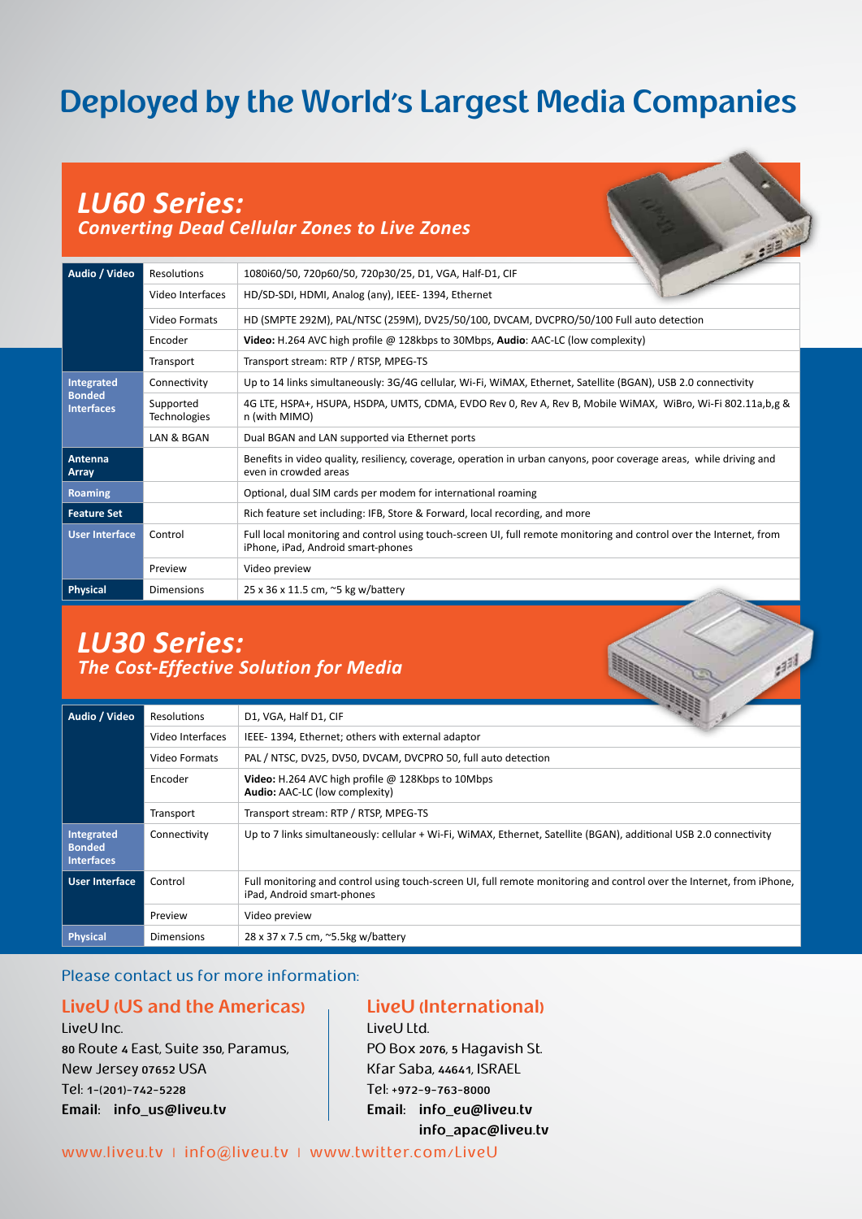# Deployed by the World's Largest Media Companies

## *LU60 Series:*
### *Converting Dead Cellular Zones to Live Zones*

| | | |
|---|---|---|
| **Audio / Video** | Resolutions | 1080i60/50, 720p60/50, 720p30/25, D1, VGA, Half-D1, CIF |
| | Video Interfaces | HD/SD-SDI, HDMI, Analog (any), IEEE- 1394, Ethernet |
| | Video Formats | HD (SMPTE 292M), PAL/NTSC (259M), DV25/50/100, DVCAM, DVCPRO/50/100 Full auto detection |
| | Encoder | **Video:** H.264 AVC high profile @ 128kbps to 30Mbps, **Audio**: AAC-LC (low complexity) |
| | Transport | Transport stream: RTP / RTSP, MPEG-TS |
| **Integrated Bonded Interfaces** | Connectivity | Up to 14 links simultaneously: 3G/4G cellular, Wi-Fi, WiMAX, Ethernet, Satellite (BGAN), USB 2.0 connectivity |
| | Supported Technologies | 4G LTE, HSPA+, HSUPA, HSDPA, UMTS, CDMA, EVDO Rev 0, Rev A, Rev B, Mobile WiMAX, WiBro, Wi-Fi 802.11a,b,g & n (with MIMO) |
| | LAN & BGAN | Dual BGAN and LAN supported via Ethernet ports |
| **Antenna Array** | | Benefits in video quality, resiliency, coverage, operation in urban canyons, poor coverage areas, while driving and even in crowded areas |
| **Roaming** | | Optional, dual SIM cards per modem for international roaming |
| **Feature Set** | | Rich feature set including: IFB, Store & Forward, local recording, and more |
| **User Interface** | Control | Full local monitoring and control using touch-screen UI, full remote monitoring and control over the Internet, from iPhone, iPad, Android smart-phones |
| | Preview | Video preview |
| **Physical** | Dimensions | 25 x 36 x 11.5 cm, ~5 kg w/battery |

## *LU30 Series:*
### *The Cost-Effective Solution for Media*

| | | |
|---|---|---|
| **Audio / Video** | Resolutions | D1, VGA, Half D1, CIF |
| | Video Interfaces | IEEE- 1394, Ethernet; others with external adaptor |
| | Video Formats | PAL / NTSC, DV25, DV50, DVCAM, DVCPRO 50, full auto detection |
| | Encoder | **Video:** H.264 AVC high profile @ 128Kbps to 10Mbps<br>**Audio:** AAC-LC (low complexity) |
| | Transport | Transport stream: RTP / RTSP, MPEG-TS |
| **Integrated Bonded Interfaces** | Connectivity | Up to 7 links simultaneously: cellular + Wi-Fi, WiMAX, Ethernet, Satellite (BGAN), additional USB 2.0 connectivity |
| **User Interface** | Control | Full monitoring and control using touch-screen UI, full remote monitoring and control over the Internet, from iPhone, iPad, Android smart-phones |
| | Preview | Video preview |
| **Physical** | Dimensions | 28 x 37 x 7.5 cm, ~5.5kg w/battery |

Please contact us for more information:

**LiveU (US and the Americas)**
LiveU Inc.
80 Route 4 East, Suite 350, Paramus,
New Jersey 07652 USA
Tel: 1-(201)-742-5228
**Email: info_us@liveu.tv**

**LiveU (International)**
LiveU Ltd.
PO Box 2076, 5 Hagavish St.
Kfar Saba, 44641, ISRAEL
Tel: +972-9-763-8000
**Email: info_eu@liveu.tv**
**info_apac@liveu.tv**

www.liveu.tv | info@liveu.tv | www.twitter.com/LiveU